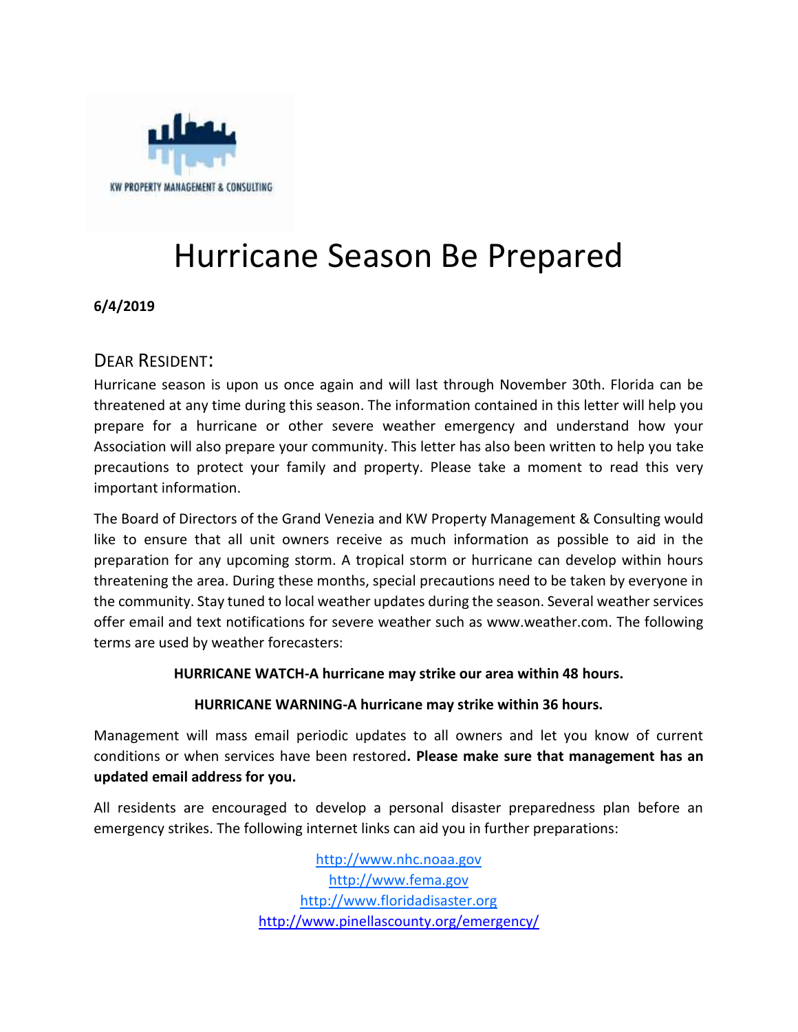KW PROPERTY MANAGEMENT & CONSULTING

# Hurricane Season Be Prepared

**6/4/2019**

## Dear Resident:

Hurricane season is upon us once again and will last through November 30th. Florida can be threatened at any time during this season. The information contained in this letter will help you prepare for a hurricane or other severe weather emergency and understand how your Association will also prepare your community. This letter has also been written to help you take precautions to protect your family and property. Please take a moment to read this very important information.

The Board of Directors of the Grand Venezia and KW Property Management & Consulting would like to ensure that all unit owners receive as much information as possible to aid in the preparation for any upcoming storm. A tropical storm or hurricane can develop within hours threatening the area. During these months, special precautions need to be taken by everyone in the community. Stay tuned to local weather updates during the season. Several weather services offer email and text notifications for severe weather such as www.weather.com. The following terms are used by weather forecasters:

**HURRICANE WATCH-A hurricane may strike our area within 48 hours.**

**HURRICANE WARNING-A hurricane may strike within 36 hours.**

Management will mass email periodic updates to all owners and let you know of current conditions or when services have been restored**. Please make sure that management has an updated email address for you.**

All residents are encouraged to develop a personal disaster preparedness plan before an emergency strikes. The following internet links can aid you in further preparations:

http://www.nhc.noaa.gov
http://www.fema.gov
http://www.floridadisaster.org
http://www.pinellascounty.org/emergency/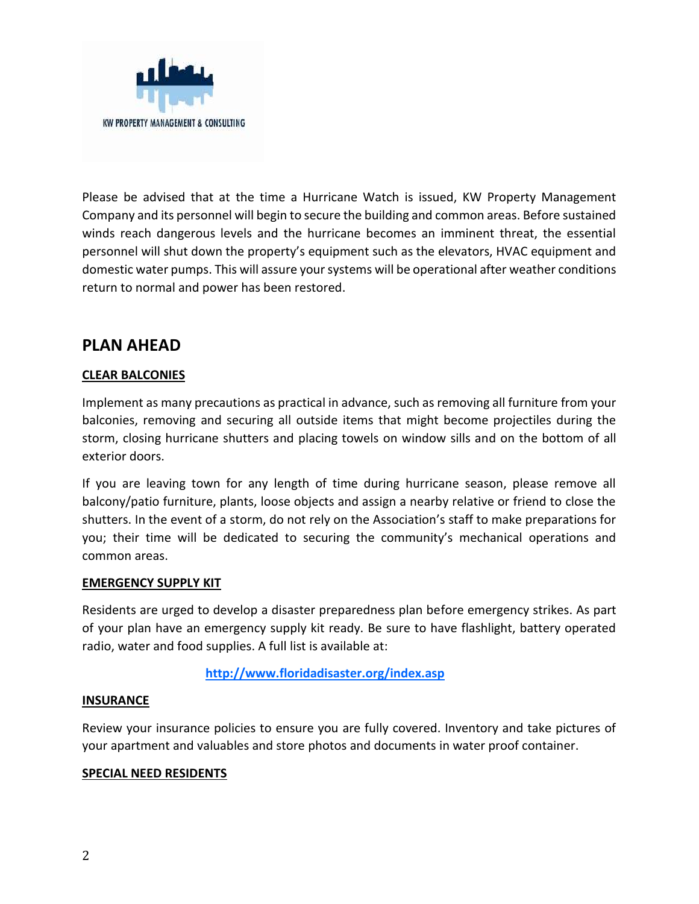KW PROPERTY MANAGEMENT & CONSULTING

Please be advised that at the time a Hurricane Watch is issued, KW Property Management Company and its personnel will begin to secure the building and common areas. Before sustained winds reach dangerous levels and the hurricane becomes an imminent threat, the essential personnel will shut down the property's equipment such as the elevators, HVAC equipment and domestic water pumps. This will assure your systems will be operational after weather conditions return to normal and power has been restored.

## PLAN AHEAD

**CLEAR BALCONIES**

Implement as many precautions as practical in advance, such as removing all furniture from your balconies, removing and securing all outside items that might become projectiles during the storm, closing hurricane shutters and placing towels on window sills and on the bottom of all exterior doors.

If you are leaving town for any length of time during hurricane season, please remove all balcony/patio furniture, plants, loose objects and assign a nearby relative or friend to close the shutters. In the event of a storm, do not rely on the Association's staff to make preparations for you; their time will be dedicated to securing the community's mechanical operations and common areas.

**EMERGENCY SUPPLY KIT**

Residents are urged to develop a disaster preparedness plan before emergency strikes. As part of your plan have an emergency supply kit ready. Be sure to have flashlight, battery operated radio, water and food supplies. A full list is available at:

**http://www.floridadisaster.org/index.asp**

**INSURANCE**

Review your insurance policies to ensure you are fully covered. Inventory and take pictures of your apartment and valuables and store photos and documents in water proof container.

**SPECIAL NEED RESIDENTS**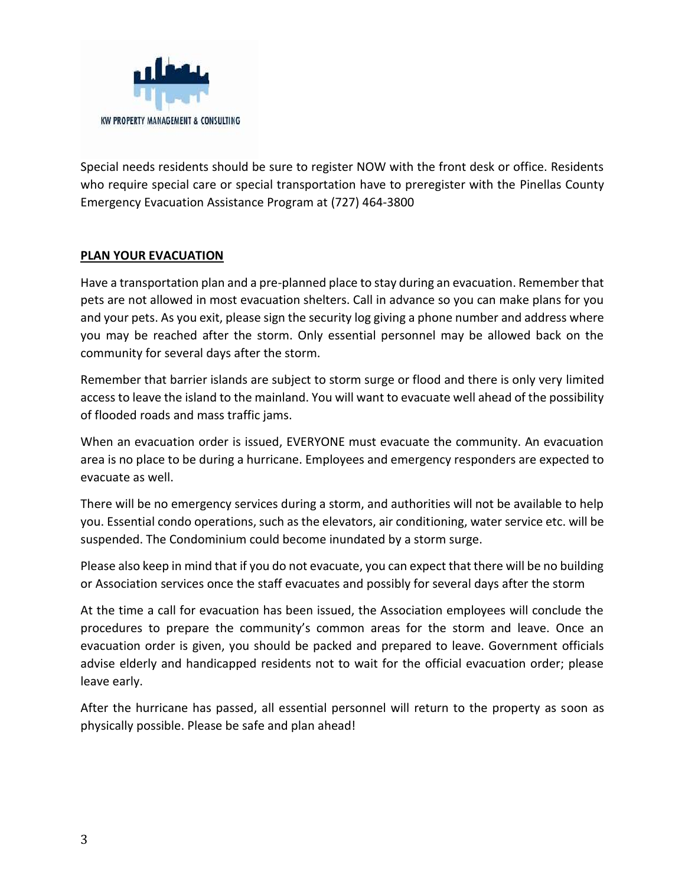KW PROPERTY MANAGEMENT & CONSULTING

Special needs residents should be sure to register NOW with the front desk or office. Residents who require special care or special transportation have to preregister with the Pinellas County Emergency Evacuation Assistance Program at (727) 464-3800

**PLAN YOUR EVACUATION**

Have a transportation plan and a pre-planned place to stay during an evacuation. Remember that pets are not allowed in most evacuation shelters. Call in advance so you can make plans for you and your pets. As you exit, please sign the security log giving a phone number and address where you may be reached after the storm. Only essential personnel may be allowed back on the community for several days after the storm.

Remember that barrier islands are subject to storm surge or flood and there is only very limited access to leave the island to the mainland. You will want to evacuate well ahead of the possibility of flooded roads and mass traffic jams.

When an evacuation order is issued, EVERYONE must evacuate the community. An evacuation area is no place to be during a hurricane. Employees and emergency responders are expected to evacuate as well.

There will be no emergency services during a storm, and authorities will not be available to help you. Essential condo operations, such as the elevators, air conditioning, water service etc. will be suspended. The Condominium could become inundated by a storm surge.

Please also keep in mind that if you do not evacuate, you can expect that there will be no building or Association services once the staff evacuates and possibly for several days after the storm

At the time a call for evacuation has been issued, the Association employees will conclude the procedures to prepare the community's common areas for the storm and leave. Once an evacuation order is given, you should be packed and prepared to leave. Government officials advise elderly and handicapped residents not to wait for the official evacuation order; please leave early.

After the hurricane has passed, all essential personnel will return to the property as soon as physically possible. Please be safe and plan ahead!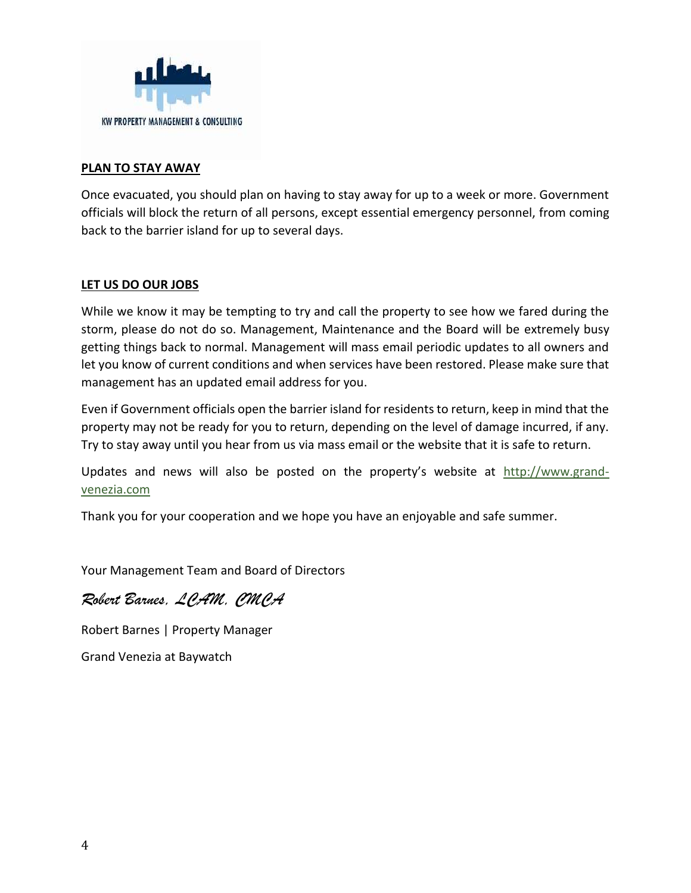KW PROPERTY MANAGEMENT & CONSULTING

**PLAN TO STAY AWAY**

Once evacuated, you should plan on having to stay away for up to a week or more. Government officials will block the return of all persons, except essential emergency personnel, from coming back to the barrier island for up to several days.

**LET US DO OUR JOBS**

While we know it may be tempting to try and call the property to see how we fared during the storm, please do not do so. Management, Maintenance and the Board will be extremely busy getting things back to normal. Management will mass email periodic updates to all owners and let you know of current conditions and when services have been restored. Please make sure that management has an updated email address for you.

Even if Government officials open the barrier island for residents to return, keep in mind that the property may not be ready for you to return, depending on the level of damage incurred, if any. Try to stay away until you hear from us via mass email or the website that it is safe to return.

Updates and news will also be posted on the property's website at http://www.grand-venezia.com

Thank you for your cooperation and we hope you have an enjoyable and safe summer.

Your Management Team and Board of Directors

*Robert Barnes, LCAM, CMCA*

Robert Barnes | Property Manager

Grand Venezia at Baywatch